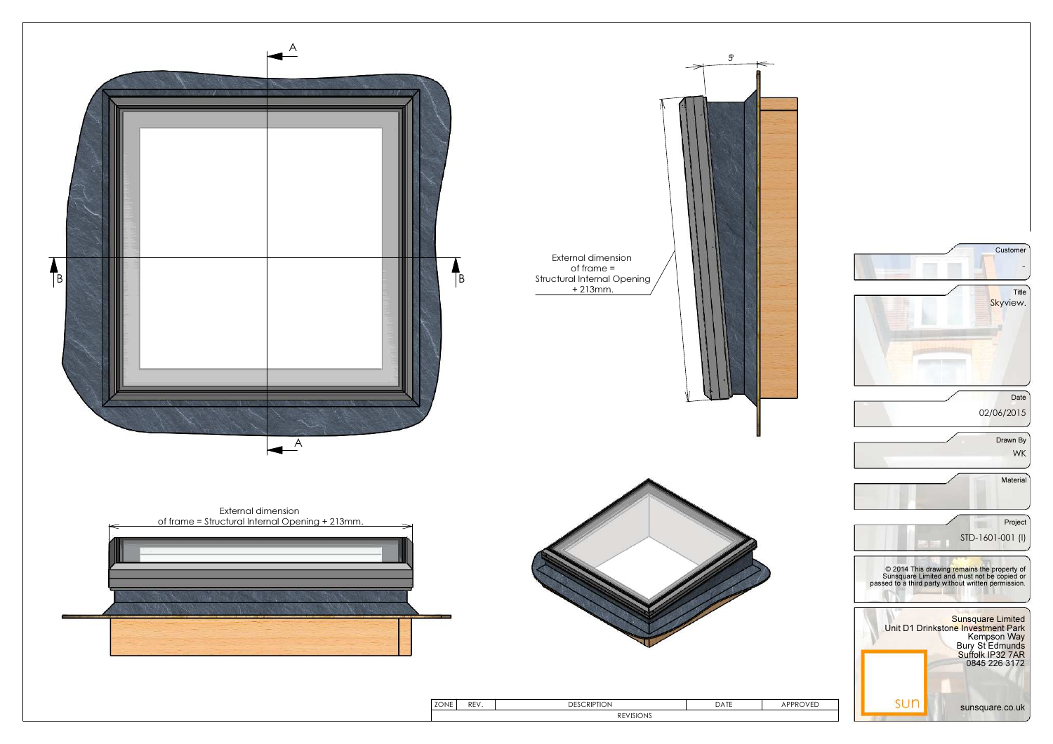External dimension of frame = Structural Internal Opening + 213mm.

External dimension of frame = Structural Internal Opening + 213mm.

5°

A

A

B

B

| ZONE | REV. | DESCRIPTION | DATE | APPROVED |
|---|---|---|---|---|
| REVISIONS | | | | |

Customer

-

Title

Skyview.

Date

02/06/2015

Drawn By

WK

Material

Project

STD-1601-001 (I)

© 2014 This drawing remains the property of Sunsquare Limited and must not be copied or passed to a third party without written permission.

Sunsquare Limited
Unit D1 Drinkstone Investment Park
Kempson Way
Bury St Edmunds
Suffolk IP32 7AR
0845 226 3172

sun

sunsquare.co.uk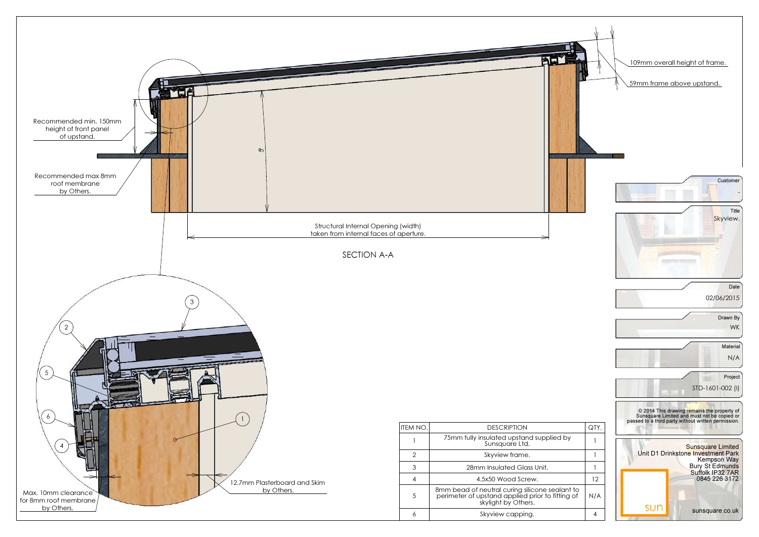109mm overall height of frame.

59mm frame above upstand.

Recommended min. 150mm height of front panel of upstand.

Recommended max 8mm roof membrane by Others.

Structural Internal Opening (width) taken from internal faces of aperture.

SECTION A-A

Max. 10mm clearance for 8mm roof membrane by Others.

12.7mm Plasterboard and Skim by Others.

| ITEM NO. | DESCRIPTION | QTY. |
|---|---|---|
| 1 | 75mm fully insulated upstand supplied by Sunsquare Ltd. | 1 |
| 2 | Skyview frame. | 1 |
| 3 | 28mm Insulated Glass Unit. | 1 |
| 4 | 4.5x50 Wood Screw. | 12 |
| 5 | 8mm bead of neutral curing silicone sealant to perimeter of upstand applied prior to fitting of skylight by Others. | N/A |
| 6 | Skyview capping. | 4 |

Customer: -

Title: Skyview.

Date: 02/06/2015

Drawn By: WK

Material: N/A

Project: STD-1601-002 (I)

© 2014 This drawing remains the property of Sunsquare Limited and must not be copied or passed to a third party without written permission.

Sunsquare Limited
Unit D1 Drinkstone Investment Park
Kempson Way
Bury St Edmunds
Suffolk IP32 7AR
0845 226 3172

sun

sunsquare.co.uk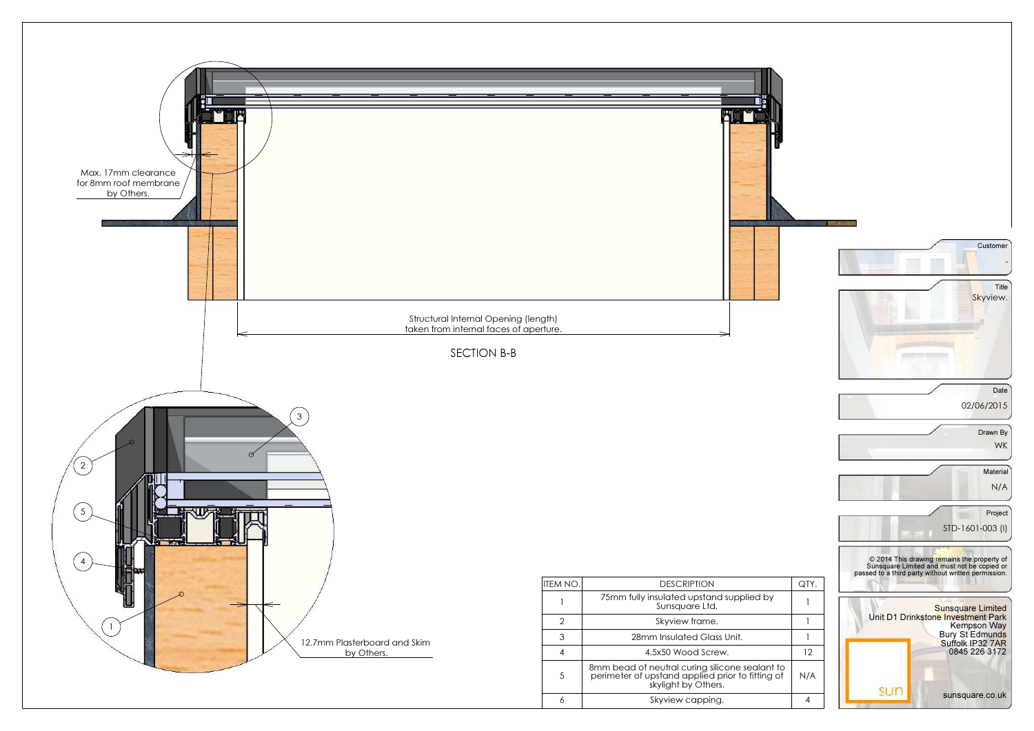Max. 17mm clearance for 8mm roof membrane by Others.

Structural Internal Opening (length) taken from internal faces of aperture.

SECTION B-B

12.7mm Plasterboard and Skim by Others.

| ITEM NO. | DESCRIPTION | QTY. |
|---|---|---|
| 1 | 75mm fully insulated upstand supplied by Sunsquare Ltd. | 1 |
| 2 | Skyview frame. | 1 |
| 3 | 28mm Insulated Glass Unit. | 1 |
| 4 | 4.5x50 Wood Screw. | 12 |
| 5 | 8mm bead of neutral curing silicone sealant to perimeter of upstand applied prior to fitting of skylight by Others. | N/A |
| 6 | Skyview capping. | 4 |

Customer: -

Title: Skyview.

Date: 02/06/2015

Drawn By: WK

Material: N/A

Project: STD-1601-003 (I)

© 2014 This drawing remains the property of Sunsquare Limited and must not be copied or passed to a third party without written permission.

Sunsquare Limited
Unit D1 Drinkstone Investment Park
Kempson Way
Bury St Edmunds
Suffolk IP32 7AR
0845 226 3172

sun

sunsquare.co.uk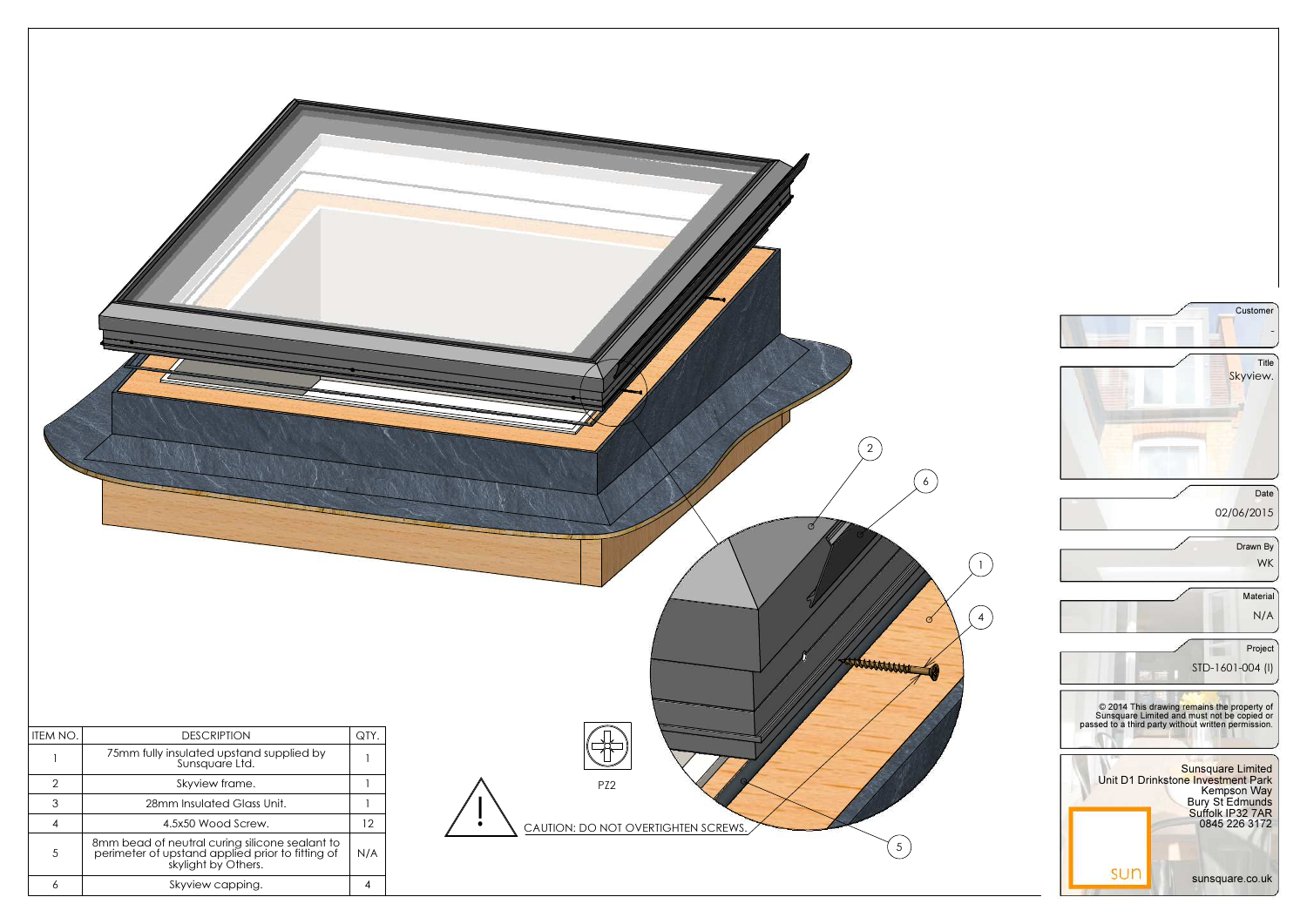| ITEM NO. | DESCRIPTION | QTY. |
|---|---|---|
| 1 | 75mm fully insulated upstand supplied by Sunsquare Ltd. | 1 |
| 2 | Skyview frame. | 1 |
| 3 | 28mm Insulated Glass Unit. | 1 |
| 4 | 4.5x50 Wood Screw. | 12 |
| 5 | 8mm bead of neutral curing silicone sealant to perimeter of upstand applied prior to fitting of skylight by Others. | N/A |
| 6 | Skyview capping. | 4 |

PZ2

CAUTION: DO NOT OVERTIGHTEN SCREWS.

1 2 4 5 6

Customer
-

Title
Skyview.

Date
02/06/2015

Drawn By
WK

Material
N/A

Project
STD-1601-004 (I)

© 2014 This drawing remains the property of Sunsquare Limited and must not be copied or passed to a third party without written permission.

Sunsquare Limited
Unit D1 Drinkstone Investment Park
Kempson Way
Bury St Edmunds
Suffolk IP32 7AR
0845 226 3172

sun

sunsquare.co.uk